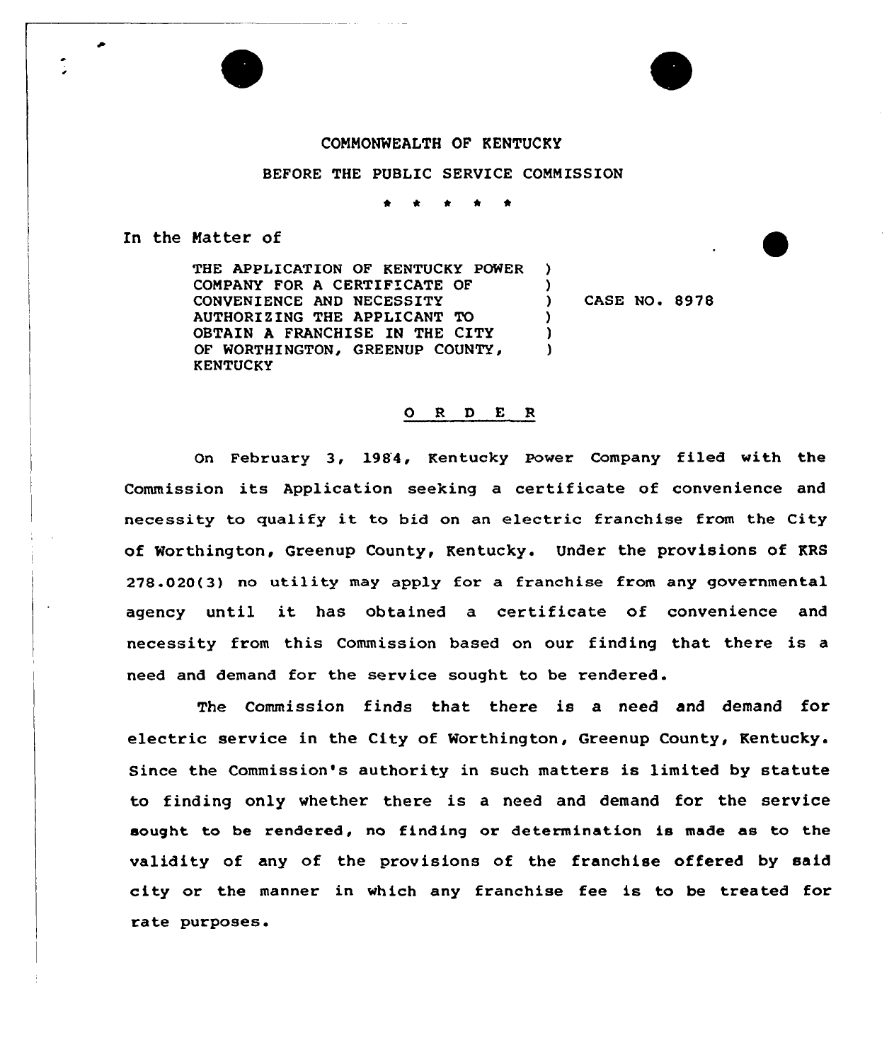COMMONWEALTH OF KENTUCKY

BEFORE THE PUBLIC SERVICE COMMISSION

\* \* \* \* \*

In the Matter of

| | | |
|---|---|---|
| THE APPLICATION OF KENTUCKY POWER COMPANY FOR A CERTIFICATE OF CONVENIENCE AND NECESSITY AUTHORIZING THE APPLICANT TO OBTAIN A FRANCHISE IN THE CITY OF WORTHINGTON, GREENUP COUNTY, KENTUCKY | ) | CASE NO. 8978 |

## O R D E R

On February 3, 1984, Kentucky Power Company filed with the Commission its Application seeking a certificate of convenience and necessity to qualify it to bid on an electric franchise from the City of Worthington, Greenup County, Kentucky. Under the provisions of KRS 278.020(3) no utility may apply for a franchise from any governmental agency until it has obtained a certificate of convenience and necessity from this Commission based on our finding that there is a need and demand for the service sought to be rendered.

The Commission finds that there is a need and demand for electric service in the City of Worthington, Greenup County, Kentucky. Since the Commission's authority in such matters is limited by statute to finding only whether there is a need and demand for the service sought to be rendered, no finding or determination is made as to the validity of any of the provisions of the franchise offered by said city or the manner in which any franchise fee is to be treated for rate purposes.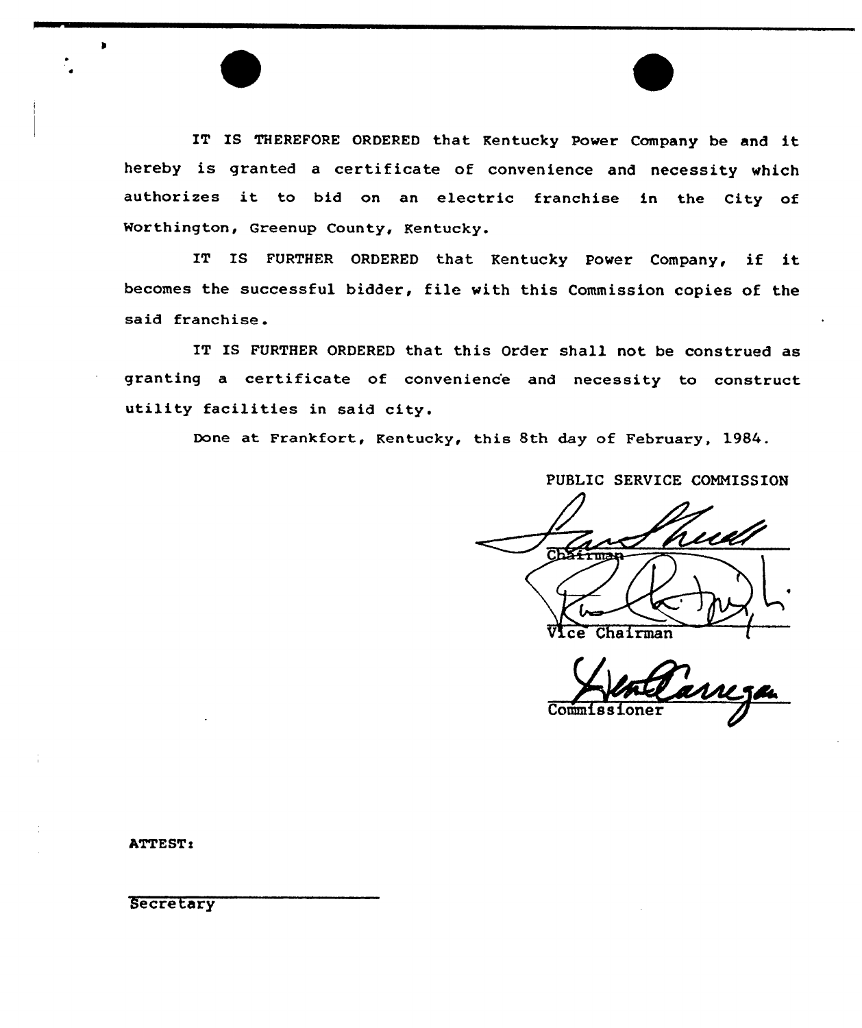IT IS THEREFORE ORDERED that Kentucky Power Company be and it hereby is granted a certificate of convenience and necessity which authorizes it to bid on an electric franchise in the City of Worthington, Greenup County, Kentucky.

IT IS FURTHER ORDERED that Kentucky Power Company, if it becomes the successful bidder, file with this Commission copies of the said franchise.

IT IS FURTHER ORDERED that this Order shall not be construed as granting a certificate of convenience and necessity to construct utility facilities in said city.

Done at Frankfort, Kentucky, this 8th day of February, 1984.

PUBLIC SERVICE COMMISSION

Chairman

Vice Chairman

Commissioner

ATTEST:

Secretary